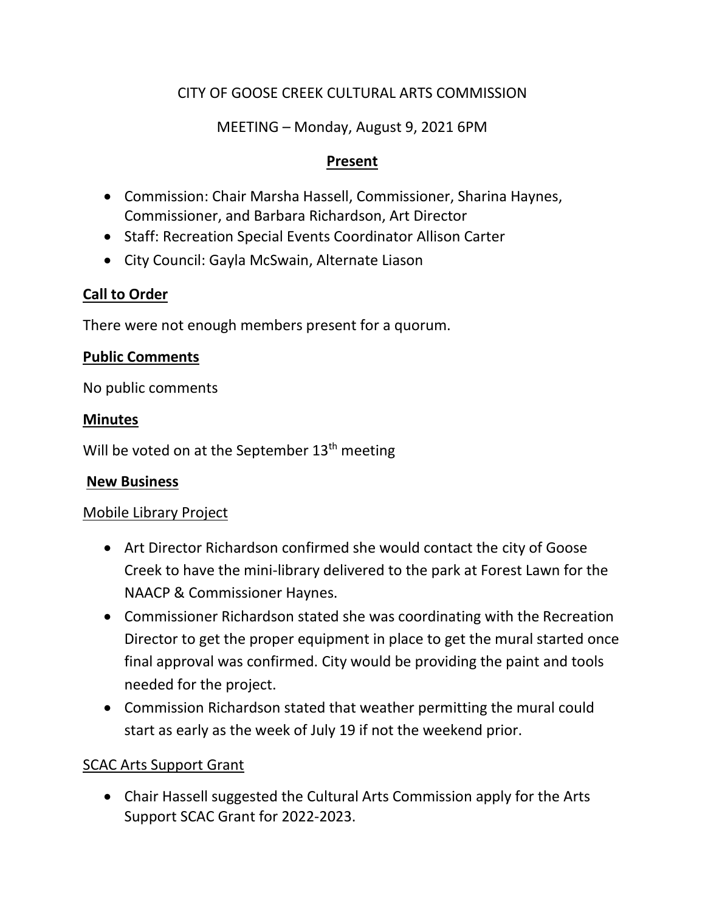CITY OF GOOSE CREEK CULTURAL ARTS COMMISSION

MEETING – Monday, August 9, 2021 6PM

## Present

- Commission: Chair Marsha Hassell, Commissioner, Sharina Haynes, Commissioner, and Barbara Richardson, Art Director
- Staff: Recreation Special Events Coordinator Allison Carter
- City Council: Gayla McSwain, Alternate Liason

## Call to Order

There were not enough members present for a quorum.

## Public Comments

No public comments

## Minutes

Will be voted on at the September 13th meeting

## New Business

### Mobile Library Project

- Art Director Richardson confirmed she would contact the city of Goose Creek to have the mini-library delivered to the park at Forest Lawn for the NAACP & Commissioner Haynes.
- Commissioner Richardson stated she was coordinating with the Recreation Director to get the proper equipment in place to get the mural started once final approval was confirmed. City would be providing the paint and tools needed for the project.
- Commission Richardson stated that weather permitting the mural could start as early as the week of July 19 if not the weekend prior.

### SCAC Arts Support Grant

- Chair Hassell suggested the Cultural Arts Commission apply for the Arts Support SCAC Grant for 2022-2023.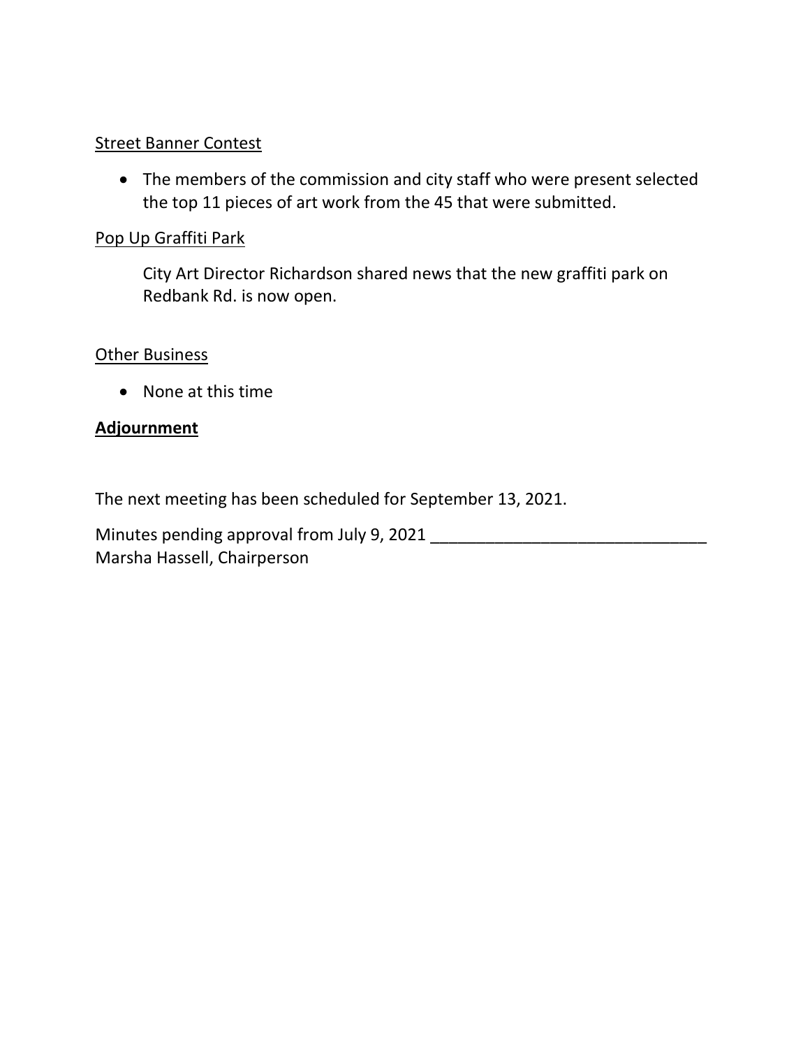<u>Street Banner Contest</u>

- The members of the commission and city staff who were present selected the top 11 pieces of art work from the 45 that were submitted.

<u>Pop Up Graffiti Park</u>

City Art Director Richardson shared news that the new graffiti park on Redbank Rd. is now open.

<u>Other Business</u>

- None at this time

**<u>Adjournment</u>**

The next meeting has been scheduled for September 13, 2021.

Minutes pending approval from July 9, 2021 ______________________________
Marsha Hassell, Chairperson